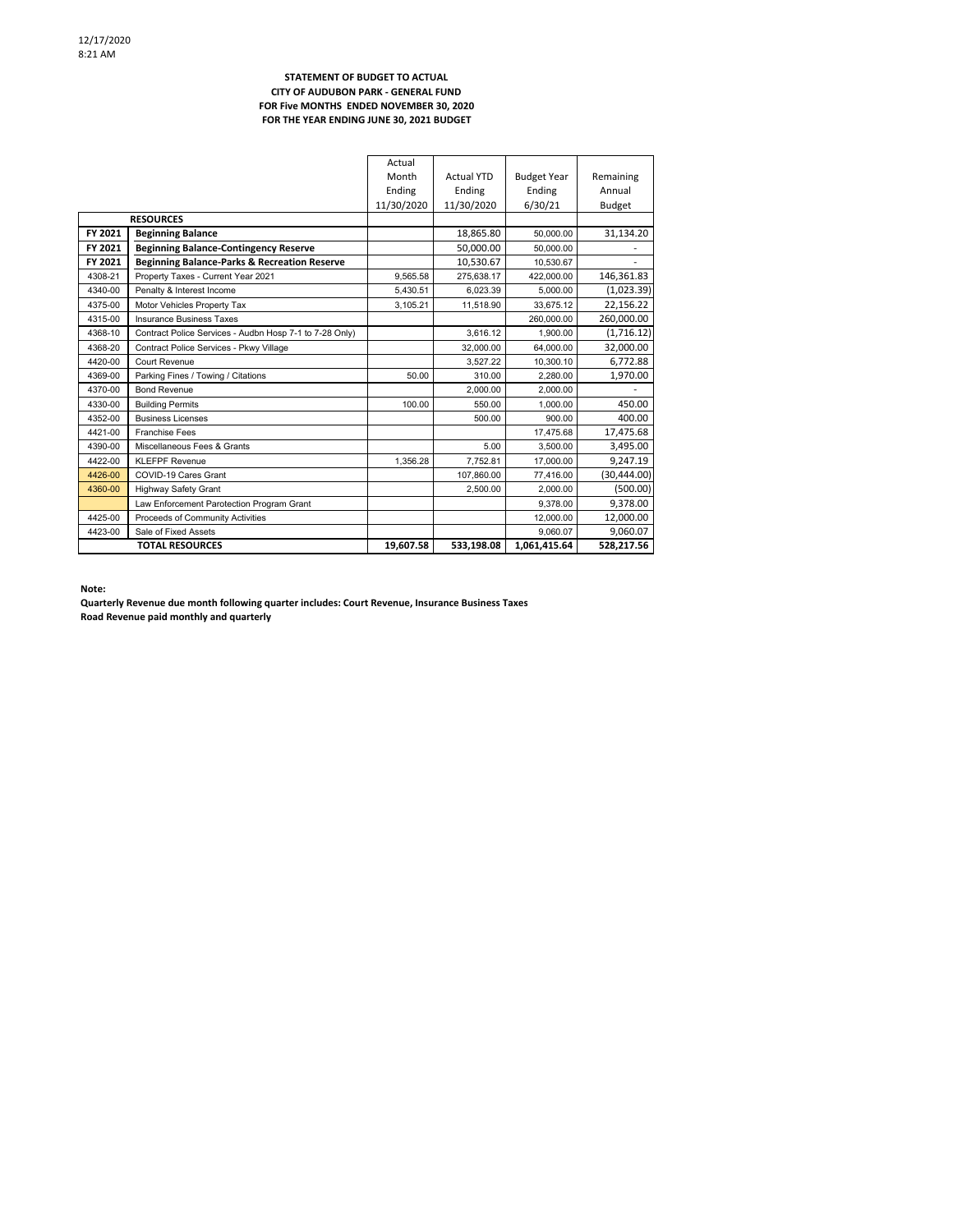12/17/2020
8:21 AM

**STATEMENT OF BUDGET TO ACTUAL**
**CITY OF AUDUBON PARK - GENERAL FUND**
**FOR Five MONTHS ENDED NOVEMBER 30, 2020**
**FOR THE YEAR ENDING JUNE 30, 2021 BUDGET**

| | | Actual Month Ending 11/30/2020 | Actual YTD Ending 11/30/2020 | Budget Year Ending 6/30/21 | Remaining Annual Budget |
|---|---|---|---|---|---|
| | **RESOURCES** | | | | |
| **FY 2021** | **Beginning Balance** | | 18,865.80 | 50,000.00 | 31,134.20 |
| **FY 2021** | **Beginning Balance-Contingency Reserve** | | 50,000.00 | 50,000.00 | - |
| **FY 2021** | **Beginning Balance-Parks & Recreation Reserve** | | 10,530.67 | 10,530.67 | - |
| 4308-21 | Property Taxes - Current Year 2021 | 9,565.58 | 275,638.17 | 422,000.00 | 146,361.83 |
| 4340-00 | Penalty & Interest Income | 5,430.51 | 6,023.39 | 5,000.00 | (1,023.39) |
| 4375-00 | Motor Vehicles Property Tax | 3,105.21 | 11,518.90 | 33,675.12 | 22,156.22 |
| 4315-00 | Insurance Business Taxes | | | 260,000.00 | 260,000.00 |
| 4368-10 | Contract Police Services - Audbn Hosp 7-1 to 7-28 Only) | | 3,616.12 | 1,900.00 | (1,716.12) |
| 4368-20 | Contract Police Services - Pkwy Village | | 32,000.00 | 64,000.00 | 32,000.00 |
| 4420-00 | Court Revenue | | 3,527.22 | 10,300.10 | 6,772.88 |
| 4369-00 | Parking Fines / Towing / Citations | 50.00 | 310.00 | 2,280.00 | 1,970.00 |
| 4370-00 | Bond Revenue | | 2,000.00 | 2,000.00 | - |
| 4330-00 | Building Permits | 100.00 | 550.00 | 1,000.00 | 450.00 |
| 4352-00 | Business Licenses | | 500.00 | 900.00 | 400.00 |
| 4421-00 | Franchise Fees | | | 17,475.68 | 17,475.68 |
| 4390-00 | Miscellaneous Fees & Grants | | 5.00 | 3,500.00 | 3,495.00 |
| 4422-00 | KLEFPF Revenue | 1,356.28 | 7,752.81 | 17,000.00 | 9,247.19 |
| 4426-00 | COVID-19 Cares Grant | | 107,860.00 | 77,416.00 | (30,444.00) |
| 4360-00 | Highway Safety Grant | | 2,500.00 | 2,000.00 | (500.00) |
| | Law Enforcement Parotection Program Grant | | | 9,378.00 | 9,378.00 |
| 4425-00 | Proceeds of Community Activities | | | 12,000.00 | 12,000.00 |
| 4423-00 | Sale of Fixed Assets | | | 9,060.07 | 9,060.07 |
| | **TOTAL RESOURCES** | **19,607.58** | **533,198.08** | **1,061,415.64** | **528,217.56** |

**Note:**

**Quarterly Revenue due month following quarter includes: Court Revenue, Insurance Business Taxes**
**Road Revenue paid monthly and quarterly**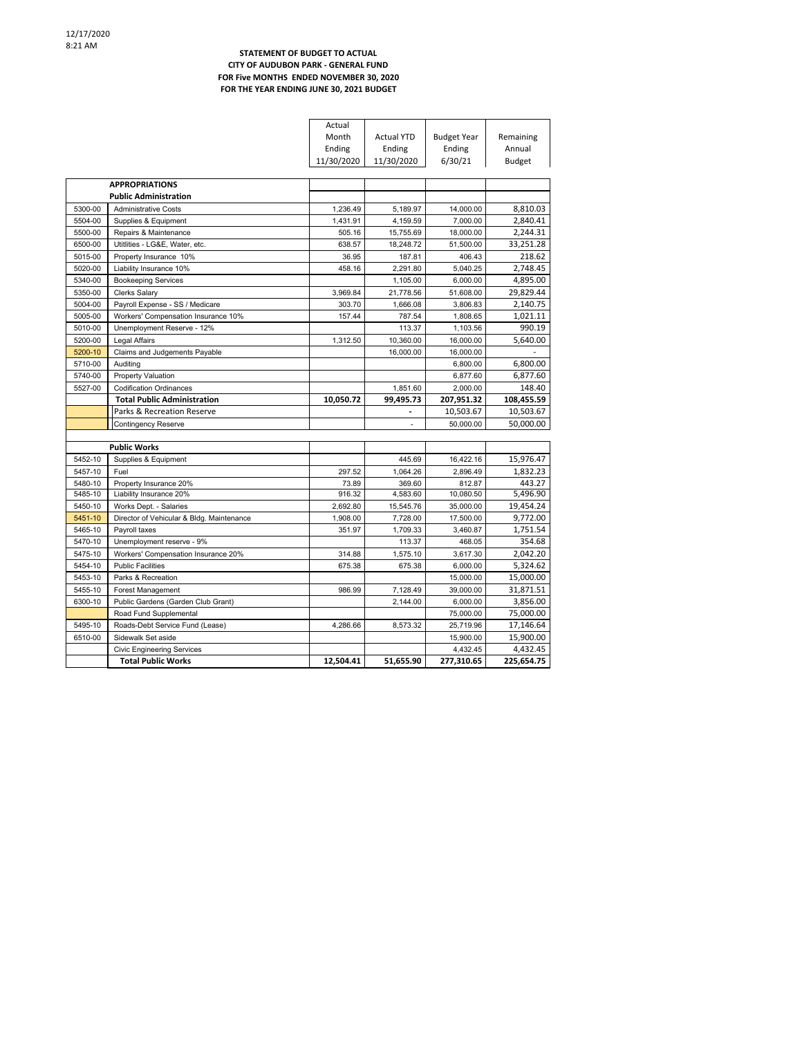12/17/2020
8:21 AM

**STATEMENT OF BUDGET TO ACTUAL**
**CITY OF AUDUBON PARK - GENERAL FUND**
**FOR Five MONTHS ENDED NOVEMBER 30, 2020**
**FOR THE YEAR ENDING JUNE 30, 2021 BUDGET**

| | | Actual Month Ending 11/30/2020 | Actual YTD Ending 11/30/2020 | Budget Year Ending 6/30/21 | Remaining Annual Budget |
|---|---|---|---|---|---|
| | **APPROPRIATIONS** | | | | |
| | **Public Administration** | | | | |
| 5300-00 | Administrative Costs | 1,236.49 | 5,189.97 | 14,000.00 | 8,810.03 |
| 5504-00 | Supplies & Equipment | 1,431.91 | 4,159.59 | 7,000.00 | 2,840.41 |
| 5500-00 | Repairs & Maintenance | 505.16 | 15,755.69 | 18,000.00 | 2,244.31 |
| 6500-00 | Uitilities - LG&E, Water, etc. | 638.57 | 18,248.72 | 51,500.00 | 33,251.28 |
| 5015-00 | Property Insurance 10% | 36.95 | 187.81 | 406.43 | 218.62 |
| 5020-00 | Liability Insurance 10% | 458.16 | 2,291.80 | 5,040.25 | 2,748.45 |
| 5340-00 | Bookeeping Services | | 1,105.00 | 6,000.00 | 4,895.00 |
| 5350-00 | Clerks Salary | 3,969.84 | 21,778.56 | 51,608.00 | 29,829.44 |
| 5004-00 | Payroll Expense - SS / Medicare | 303.70 | 1,666.08 | 3,806.83 | 2,140.75 |
| 5005-00 | Workers' Compensation Insurance 10% | 157.44 | 787.54 | 1,808.65 | 1,021.11 |
| 5010-00 | Unemployment Reserve - 12% | | 113.37 | 1,103.56 | 990.19 |
| 5200-00 | Legal Affairs | 1,312.50 | 10,360.00 | 16,000.00 | 5,640.00 |
| 5200-10 | Claims and Judgements Payable | | 16,000.00 | 16,000.00 | - |
| 5710-00 | Auditing | | | 6,800.00 | 6,800.00 |
| 5740-00 | Property Valuation | | | 6,877.60 | 6,877.60 |
| 5527-00 | Codification Ordinances | | 1,851.60 | 2,000.00 | 148.40 |
| | **Total Public Administration** | **10,050.72** | **99,495.73** | **207,951.32** | **108,455.59** |
| | Parks & Recreation Reserve | | - | 10,503.67 | 10,503.67 |
| | Contingency Reserve | | - | 50,000.00 | 50,000.00 |
| | | | | | |
| | **Public Works** | | | | |
| 5452-10 | Supplies & Equipment | | 445.69 | 16,422.16 | 15,976.47 |
| 5457-10 | Fuel | 297.52 | 1,064.26 | 2,896.49 | 1,832.23 |
| 5480-10 | Property Insurance 20% | 73.89 | 369.60 | 812.87 | 443.27 |
| 5485-10 | Liability Insurance 20% | 916.32 | 4,583.60 | 10,080.50 | 5,496.90 |
| 5450-10 | Works Dept. - Salaries | 2,692.80 | 15,545.76 | 35,000.00 | 19,454.24 |
| 5451-10 | Director of Vehicular & Bldg. Maintenance | 1,908.00 | 7,728.00 | 17,500.00 | 9,772.00 |
| 5465-10 | Payroll taxes | 351.97 | 1,709.33 | 3,460.87 | 1,751.54 |
| 5470-10 | Unemployment reserve - 9% | | 113.37 | 468.05 | 354.68 |
| 5475-10 | Workers' Compensation Insurance 20% | 314.88 | 1,575.10 | 3,617.30 | 2,042.20 |
| 5454-10 | Public Facilities | 675.38 | 675.38 | 6,000.00 | 5,324.62 |
| 5453-10 | Parks & Recreation | | | 15,000.00 | 15,000.00 |
| 5455-10 | Forest Management | 986.99 | 7,128.49 | 39,000.00 | 31,871.51 |
| 6300-10 | Public Gardens (Garden Club Grant) | | 2,144.00 | 6,000.00 | 3,856.00 |
| | Road Fund Supplemental | | | 75,000.00 | 75,000.00 |
| 5495-10 | Roads-Debt Service Fund (Lease) | 4,286.66 | 8,573.32 | 25,719.96 | 17,146.64 |
| 6510-00 | Sidewalk Set aside | | | 15,900.00 | 15,900.00 |
| | Civic Engineering Services | | | 4,432.45 | 4,432.45 |
| | **Total Public Works** | **12,504.41** | **51,655.90** | **277,310.65** | **225,654.75** |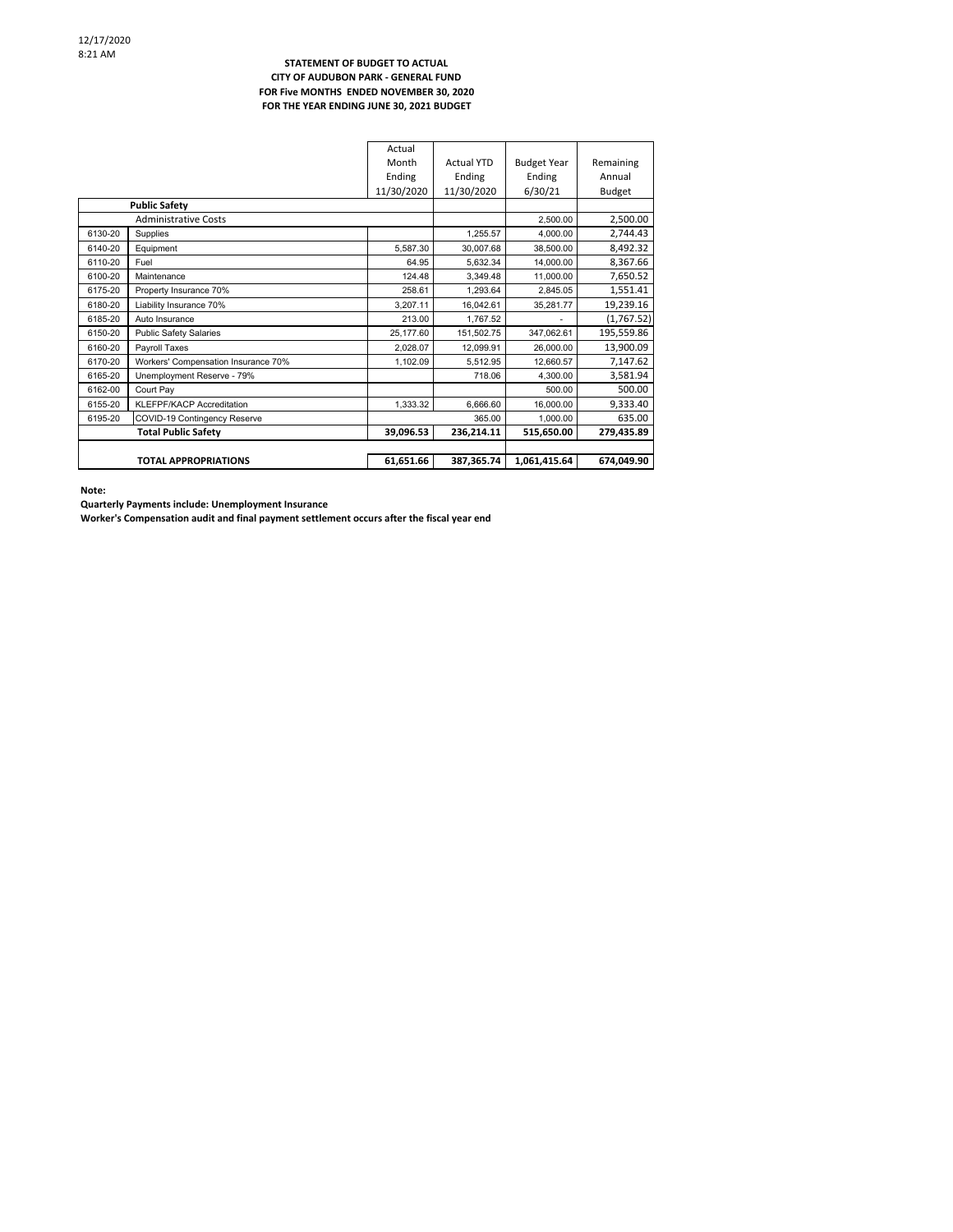12/17/2020
8:21 AM

**STATEMENT OF BUDGET TO ACTUAL**
**CITY OF AUDUBON PARK - GENERAL FUND**
**FOR Five MONTHS ENDED NOVEMBER 30, 2020**
**FOR THE YEAR ENDING JUNE 30, 2021 BUDGET**

| | | Actual Month Ending 11/30/2020 | Actual YTD Ending 11/30/2020 | Budget Year Ending 6/30/21 | Remaining Annual Budget |
|---|---|---|---|---|---|
| | **Public Safety** | | | | |
| | Administrative Costs | | | 2,500.00 | 2,500.00 |
| 6130-20 | Supplies | | 1,255.57 | 4,000.00 | 2,744.43 |
| 6140-20 | Equipment | 5,587.30 | 30,007.68 | 38,500.00 | 8,492.32 |
| 6110-20 | Fuel | 64.95 | 5,632.34 | 14,000.00 | 8,367.66 |
| 6100-20 | Maintenance | 124.48 | 3,349.48 | 11,000.00 | 7,650.52 |
| 6175-20 | Property Insurance 70% | 258.61 | 1,293.64 | 2,845.05 | 1,551.41 |
| 6180-20 | Liability Insurance 70% | 3,207.11 | 16,042.61 | 35,281.77 | 19,239.16 |
| 6185-20 | Auto Insurance | 213.00 | 1,767.52 | - | (1,767.52) |
| 6150-20 | Public Safety Salaries | 25,177.60 | 151,502.75 | 347,062.61 | 195,559.86 |
| 6160-20 | Payroll Taxes | 2,028.07 | 12,099.91 | 26,000.00 | 13,900.09 |
| 6170-20 | Workers' Compensation Insurance 70% | 1,102.09 | 5,512.95 | 12,660.57 | 7,147.62 |
| 6165-20 | Unemployment Reserve - 79% | | 718.06 | 4,300.00 | 3,581.94 |
| 6162-00 | Court Pay | | | 500.00 | 500.00 |
| 6155-20 | KLEFPF/KACP Accreditation | 1,333.32 | 6,666.60 | 16,000.00 | 9,333.40 |
| 6195-20 | COVID-19 Contingency Reserve | | 365.00 | 1,000.00 | 635.00 |
| | **Total Public Safety** | **39,096.53** | **236,214.11** | **515,650.00** | **279,435.89** |
| | **TOTAL APPROPRIATIONS** | **61,651.66** | **387,365.74** | **1,061,415.64** | **674,049.90** |

**Note:**
**Quarterly Payments include: Unemployment Insurance**
**Worker's Compensation audit and final payment settlement occurs after the fiscal year end**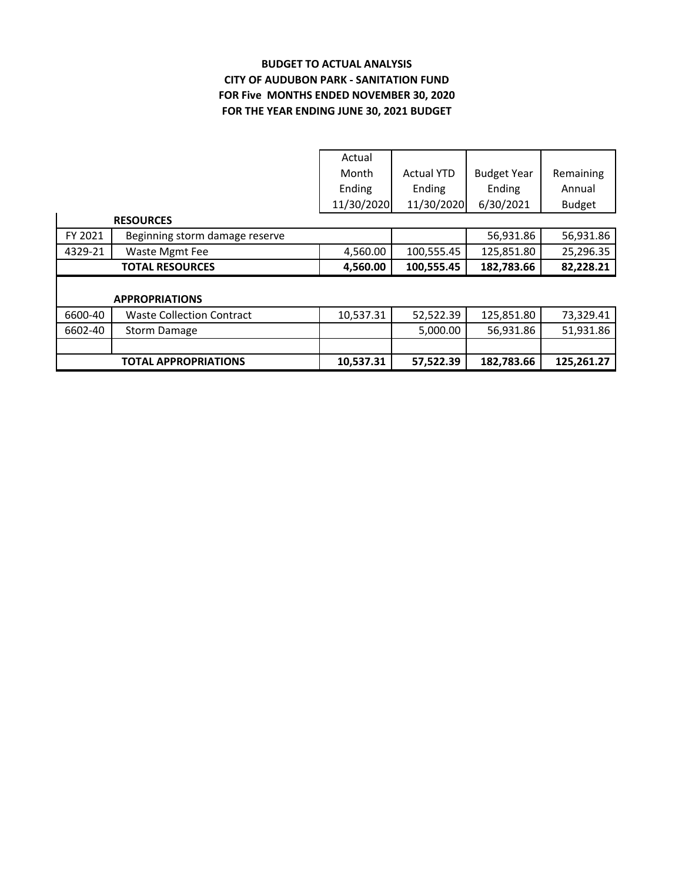**BUDGET TO ACTUAL ANALYSIS**
**CITY OF AUDUBON PARK - SANITATION FUND**
**FOR Five MONTHS ENDED NOVEMBER 30, 2020**
**FOR THE YEAR ENDING JUNE 30, 2021 BUDGET**

| | | Actual Month Ending 11/30/2020 | Actual YTD Ending 11/30/2020 | Budget Year Ending 6/30/2021 | Remaining Annual Budget |
|---|---|---|---|---|---|
| | **RESOURCES** | | | | |
| FY 2021 | Beginning storm damage reserve | | | 56,931.86 | 56,931.86 |
| 4329-21 | Waste Mgmt Fee | 4,560.00 | 100,555.45 | 125,851.80 | 25,296.35 |
| | **TOTAL RESOURCES** | **4,560.00** | **100,555.45** | **182,783.66** | **82,228.21** |
| | | | | | |
| | **APPROPRIATIONS** | | | | |
| 6600-40 | Waste Collection Contract | 10,537.31 | 52,522.39 | 125,851.80 | 73,329.41 |
| 6602-40 | Storm Damage | | 5,000.00 | 56,931.86 | 51,931.86 |
| | | | | | |
| | **TOTAL APPROPRIATIONS** | **10,537.31** | **57,522.39** | **182,783.66** | **125,261.27** |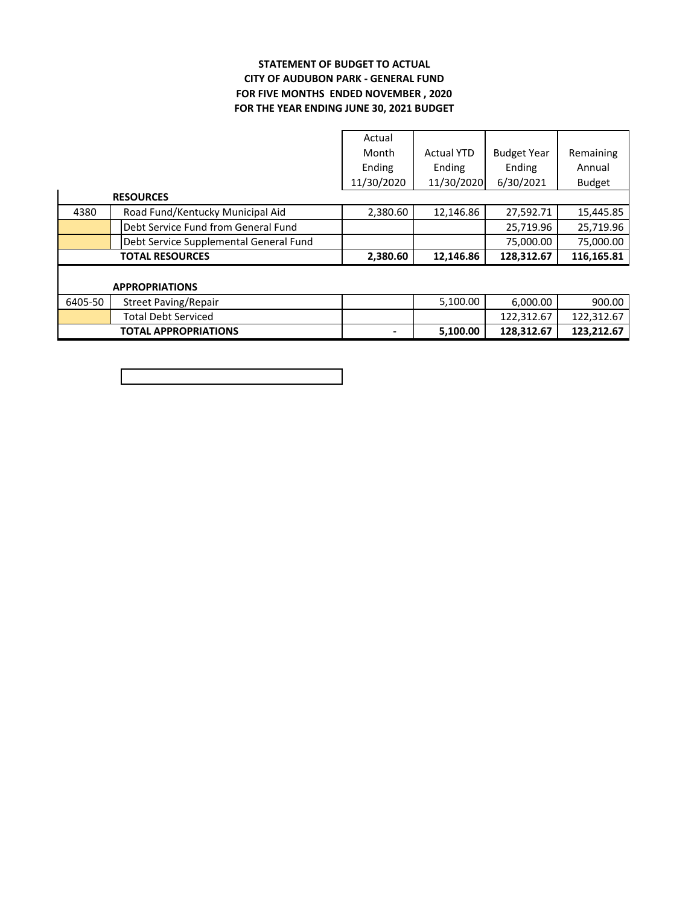**STATEMENT OF BUDGET TO ACTUAL**
**CITY OF AUDUBON PARK - GENERAL FUND**
**FOR FIVE MONTHS ENDED NOVEMBER , 2020**
**FOR THE YEAR ENDING JUNE 30, 2021 BUDGET**

| | | Actual Month Ending 11/30/2020 | Actual YTD Ending 11/30/2020 | Budget Year Ending 6/30/2021 | Remaining Annual Budget |
|---|---|---|---|---|---|
| | **RESOURCES** | | | | |
| 4380 | Road Fund/Kentucky Municipal Aid | 2,380.60 | 12,146.86 | 27,592.71 | 15,445.85 |
| | Debt Service Fund from General Fund | | | 25,719.96 | 25,719.96 |
| | Debt Service Supplemental General Fund | | | 75,000.00 | 75,000.00 |
| | **TOTAL RESOURCES** | **2,380.60** | **12,146.86** | **128,312.67** | **116,165.81** |
| | | | | | |
| | **APPROPRIATIONS** | | | | |
| 6405-50 | Street Paving/Repair | | 5,100.00 | 6,000.00 | 900.00 |
| | Total Debt Serviced | | | 122,312.67 | 122,312.67 |
| | **TOTAL APPROPRIATIONS** | **-** | **5,100.00** | **128,312.67** | **123,212.67** |